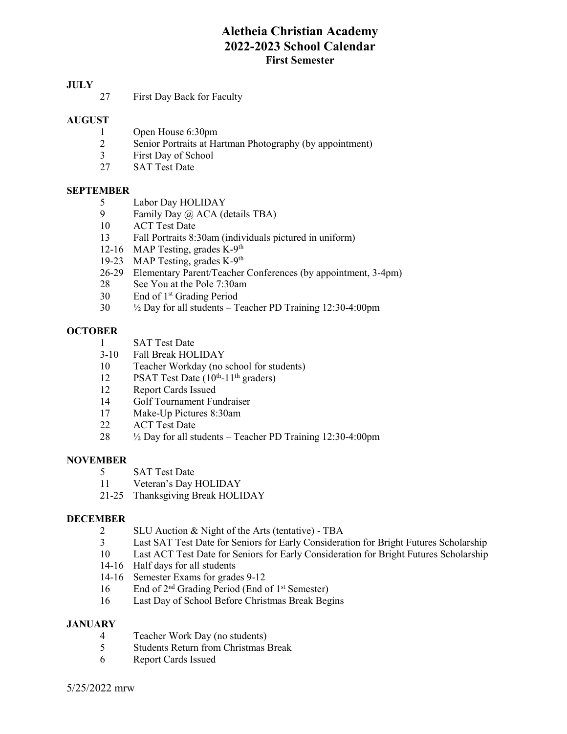# Aletheia Christian Academy
# 2022-2023 School Calendar
## First Semester

**JULY**

- 27 First Day Back for Faculty

**AUGUST**

- 1 Open House 6:30pm
- 2 Senior Portraits at Hartman Photography (by appointment)
- 3 First Day of School
- 27 SAT Test Date

**SEPTEMBER**

- 5 Labor Day HOLIDAY
- 9 Family Day @ ACA (details TBA)
- 10 ACT Test Date
- 13 Fall Portraits 8:30am (individuals pictured in uniform)
- 12-16 MAP Testing, grades K-9th
- 19-23 MAP Testing, grades K-9th
- 26-29 Elementary Parent/Teacher Conferences (by appointment, 3-4pm)
- 28 See You at the Pole 7:30am
- 30 End of 1st Grading Period
- 30 ½ Day for all students – Teacher PD Training 12:30-4:00pm

**OCTOBER**

- 1 SAT Test Date
- 3-10 Fall Break HOLIDAY
- 10 Teacher Workday (no school for students)
- 12 PSAT Test Date (10th-11th graders)
- 12 Report Cards Issued
- 14 Golf Tournament Fundraiser
- 17 Make-Up Pictures 8:30am
- 22 ACT Test Date
- 28 ½ Day for all students – Teacher PD Training 12:30-4:00pm

**NOVEMBER**

- 5 SAT Test Date
- 11 Veteran's Day HOLIDAY
- 21-25 Thanksgiving Break HOLIDAY

**DECEMBER**

- 2 SLU Auction & Night of the Arts (tentative) - TBA
- 3 Last SAT Test Date for Seniors for Early Consideration for Bright Futures Scholarship
- 10 Last ACT Test Date for Seniors for Early Consideration for Bright Futures Scholarship
- 14-16 Half days for all students
- 14-16 Semester Exams for grades 9-12
- 16 End of 2nd Grading Period (End of 1st Semester)
- 16 Last Day of School Before Christmas Break Begins

**JANUARY**

- 4 Teacher Work Day (no students)
- 5 Students Return from Christmas Break
- 6 Report Cards Issued

5/25/2022 mrw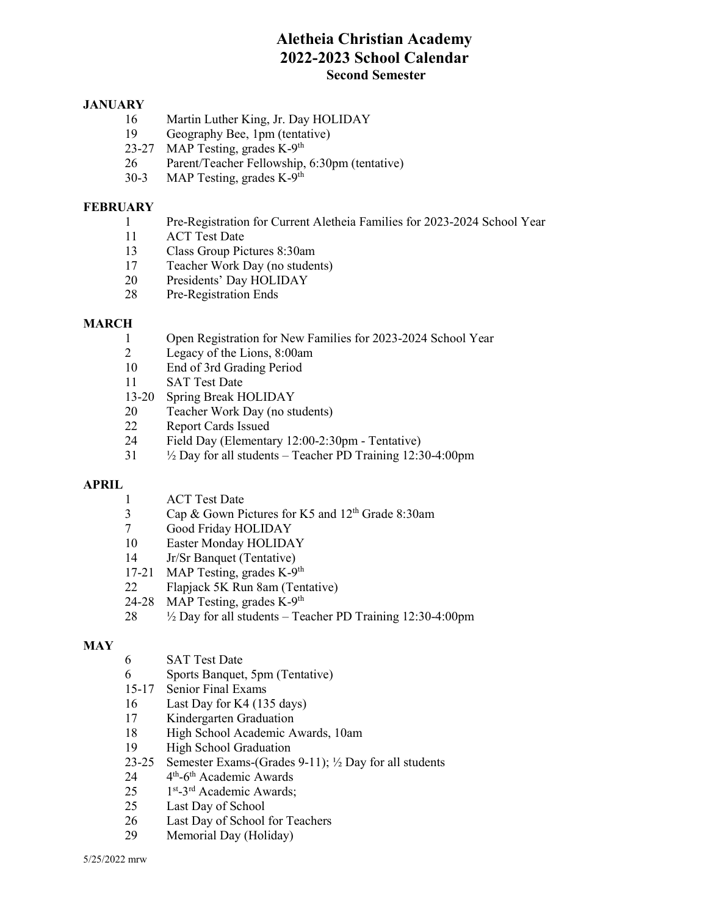# Aletheia Christian Academy
# 2022-2023 School Calendar
## Second Semester

**JANUARY**

16 Martin Luther King, Jr. Day HOLIDAY
19 Geography Bee, 1pm (tentative)
23-27 MAP Testing, grades K-9th
26 Parent/Teacher Fellowship, 6:30pm (tentative)
30-3 MAP Testing, grades K-9th

**FEBRUARY**

1 Pre-Registration for Current Aletheia Families for 2023-2024 School Year
11 ACT Test Date
13 Class Group Pictures 8:30am
17 Teacher Work Day (no students)
20 Presidents' Day HOLIDAY
28 Pre-Registration Ends

**MARCH**

1 Open Registration for New Families for 2023-2024 School Year
2 Legacy of the Lions, 8:00am
10 End of 3rd Grading Period
11 SAT Test Date
13-20 Spring Break HOLIDAY
20 Teacher Work Day (no students)
22 Report Cards Issued
24 Field Day (Elementary 12:00-2:30pm - Tentative)
31 ½ Day for all students – Teacher PD Training 12:30-4:00pm

**APRIL**

1 ACT Test Date
3 Cap & Gown Pictures for K5 and 12th Grade 8:30am
7 Good Friday HOLIDAY
10 Easter Monday HOLIDAY
14 Jr/Sr Banquet (Tentative)
17-21 MAP Testing, grades K-9th
22 Flapjack 5K Run 8am (Tentative)
24-28 MAP Testing, grades K-9th
28 ½ Day for all students – Teacher PD Training 12:30-4:00pm

**MAY**

6 SAT Test Date
6 Sports Banquet, 5pm (Tentative)
15-17 Senior Final Exams
16 Last Day for K4 (135 days)
17 Kindergarten Graduation
18 High School Academic Awards, 10am
19 High School Graduation
23-25 Semester Exams-(Grades 9-11); ½ Day for all students
24 4th-6th Academic Awards
25 1st-3rd Academic Awards;
25 Last Day of School
26 Last Day of School for Teachers
29 Memorial Day (Holiday)

5/25/2022 mrw